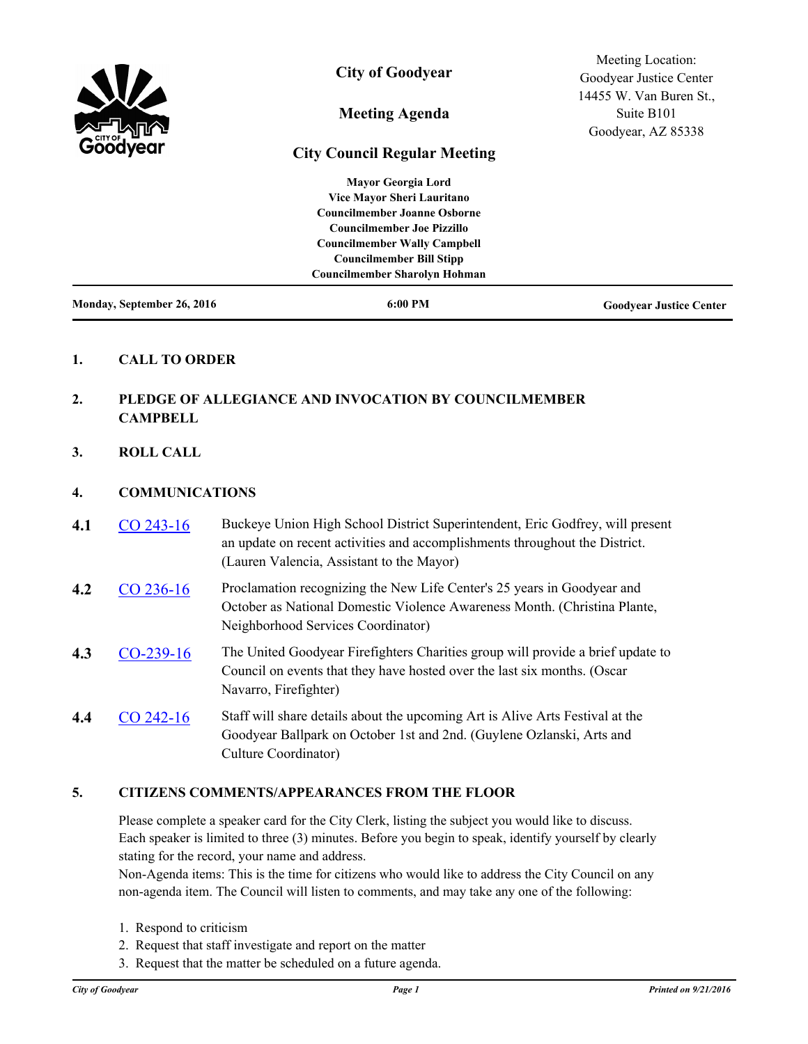# City of Goodyear

## Meeting Agenda

## City Council Regular Meeting

Meeting Location:
Goodyear Justice Center
14455 W. Van Buren St.,
Suite B101
Goodyear, AZ 85338

**Mayor Georgia Lord**
**Vice Mayor Sheri Lauritano**
**Councilmember Joanne Osborne**
**Councilmember Joe Pizzillo**
**Councilmember Wally Campbell**
**Councilmember Bill Stipp**
**Councilmember Sharolyn Hohman**

**Monday, September 26, 2016** | **6:00 PM** | **Goodyear Justice Center**

---

**1. CALL TO ORDER**

**2. PLEDGE OF ALLEGIANCE AND INVOCATION BY COUNCILMEMBER CAMPBELL**

**3. ROLL CALL**

**4. COMMUNICATIONS**

**4.1** CO 243-16 — Buckeye Union High School District Superintendent, Eric Godfrey, will present an update on recent activities and accomplishments throughout the District. (Lauren Valencia, Assistant to the Mayor)

**4.2** CO 236-16 — Proclamation recognizing the New Life Center's 25 years in Goodyear and October as National Domestic Violence Awareness Month. (Christina Plante, Neighborhood Services Coordinator)

**4.3** CO-239-16 — The United Goodyear Firefighters Charities group will provide a brief update to Council on events that they have hosted over the last six months. (Oscar Navarro, Firefighter)

**4.4** CO 242-16 — Staff will share details about the upcoming Art is Alive Arts Festival at the Goodyear Ballpark on October 1st and 2nd. (Guylene Ozlanski, Arts and Culture Coordinator)

**5. CITIZENS COMMENTS/APPEARANCES FROM THE FLOOR**

Please complete a speaker card for the City Clerk, listing the subject you would like to discuss. Each speaker is limited to three (3) minutes. Before you begin to speak, identify yourself by clearly stating for the record, your name and address.
Non-Agenda items: This is the time for citizens who would like to address the City Council on any non-agenda item. The Council will listen to comments, and may take any one of the following:

1. Respond to criticism
2. Request that staff investigate and report on the matter
3. Request that the matter be scheduled on a future agenda.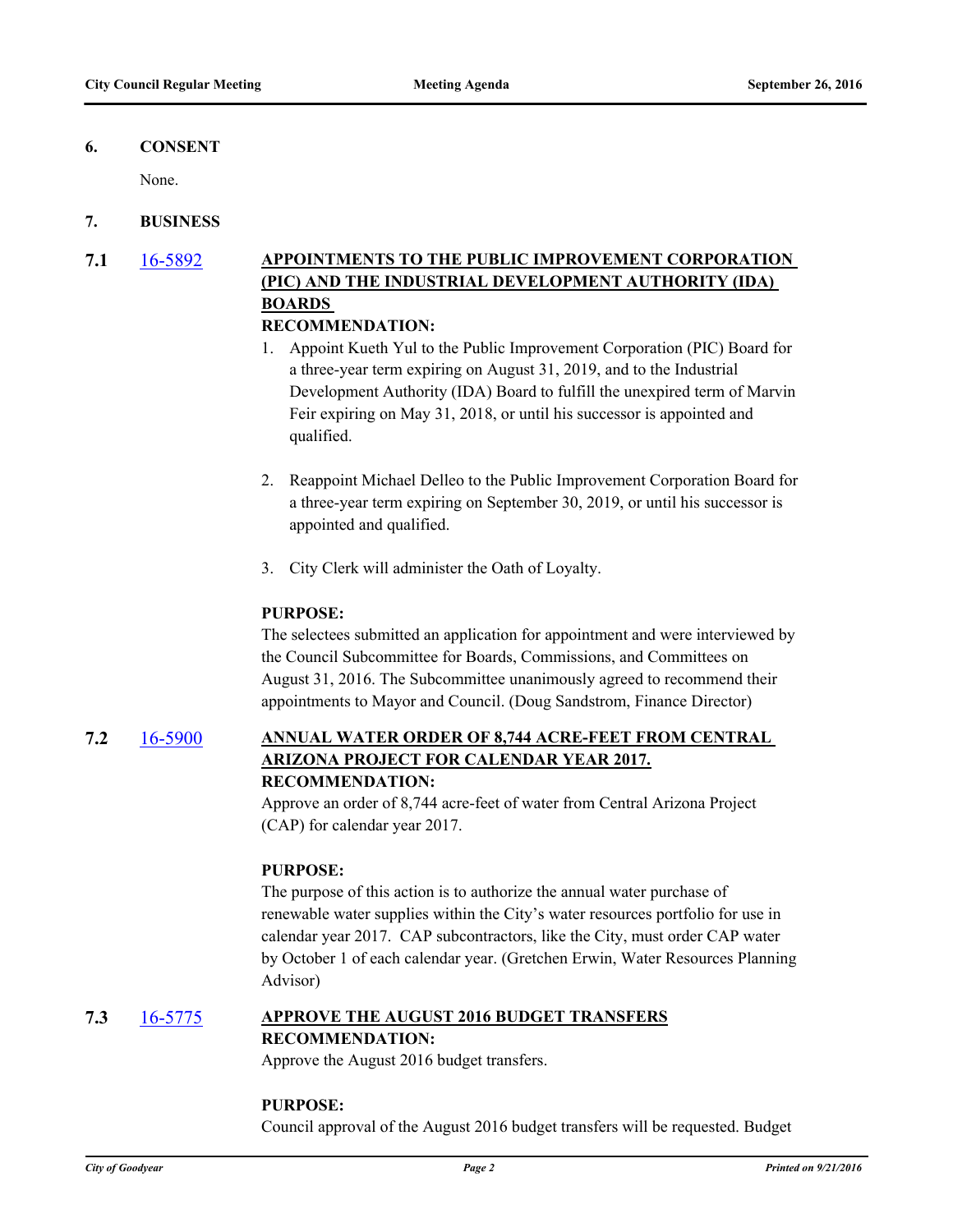## 6. CONSENT

None.

## 7. BUSINESS

### 7.1 16-5892 APPOINTMENTS TO THE PUBLIC IMPROVEMENT CORPORATION (PIC) AND THE INDUSTRIAL DEVELOPMENT AUTHORITY (IDA) BOARDS

**RECOMMENDATION:**

1. Appoint Kueth Yul to the Public Improvement Corporation (PIC) Board for a three-year term expiring on August 31, 2019, and to the Industrial Development Authority (IDA) Board to fulfill the unexpired term of Marvin Feir expiring on May 31, 2018, or until his successor is appointed and qualified.

2. Reappoint Michael Delleo to the Public Improvement Corporation Board for a three-year term expiring on September 30, 2019, or until his successor is appointed and qualified.

3. City Clerk will administer the Oath of Loyalty.

**PURPOSE:**

The selectees submitted an application for appointment and were interviewed by the Council Subcommittee for Boards, Commissions, and Committees on August 31, 2016. The Subcommittee unanimously agreed to recommend their appointments to Mayor and Council. (Doug Sandstrom, Finance Director)

### 7.2 16-5900 ANNUAL WATER ORDER OF 8,744 ACRE-FEET FROM CENTRAL ARIZONA PROJECT FOR CALENDAR YEAR 2017.

**RECOMMENDATION:**

Approve an order of 8,744 acre-feet of water from Central Arizona Project (CAP) for calendar year 2017.

**PURPOSE:**

The purpose of this action is to authorize the annual water purchase of renewable water supplies within the City's water resources portfolio for use in calendar year 2017. CAP subcontractors, like the City, must order CAP water by October 1 of each calendar year. (Gretchen Erwin, Water Resources Planning Advisor)

### 7.3 16-5775 APPROVE THE AUGUST 2016 BUDGET TRANSFERS

**RECOMMENDATION:**

Approve the August 2016 budget transfers.

**PURPOSE:**

Council approval of the August 2016 budget transfers will be requested. Budget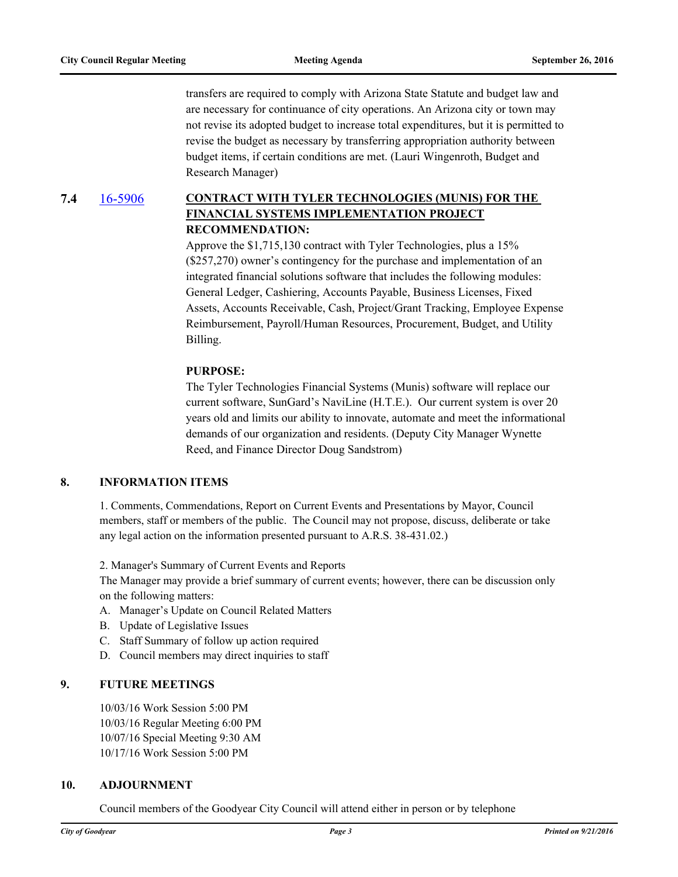transfers are required to comply with Arizona State Statute and budget law and are necessary for continuance of city operations. An Arizona city or town may not revise its adopted budget to increase total expenditures, but it is permitted to revise the budget as necessary by transferring appropriation authority between budget items, if certain conditions are met. (Lauri Wingenroth, Budget and Research Manager)

**7.4** [16-5906](16-5906) **CONTRACT WITH TYLER TECHNOLOGIES (MUNIS) FOR THE FINANCIAL SYSTEMS IMPLEMENTATION PROJECT**

**RECOMMENDATION:**

Approve the $1,715,130 contract with Tyler Technologies, plus a 15% ($257,270) owner's contingency for the purchase and implementation of an integrated financial solutions software that includes the following modules: General Ledger, Cashiering, Accounts Payable, Business Licenses, Fixed Assets, Accounts Receivable, Cash, Project/Grant Tracking, Employee Expense Reimbursement, Payroll/Human Resources, Procurement, Budget, and Utility Billing.

**PURPOSE:**

The Tyler Technologies Financial Systems (Munis) software will replace our current software, SunGard's NaviLine (H.T.E.). Our current system is over 20 years old and limits our ability to innovate, automate and meet the informational demands of our organization and residents. (Deputy City Manager Wynette Reed, and Finance Director Doug Sandstrom)

## 8. INFORMATION ITEMS

1. Comments, Commendations, Report on Current Events and Presentations by Mayor, Council members, staff or members of the public. The Council may not propose, discuss, deliberate or take any legal action on the information presented pursuant to A.R.S. 38-431.02.)

2. Manager's Summary of Current Events and Reports

The Manager may provide a brief summary of current events; however, there can be discussion only on the following matters:

A. Manager's Update on Council Related Matters
B. Update of Legislative Issues
C. Staff Summary of follow up action required
D. Council members may direct inquiries to staff

## 9. FUTURE MEETINGS

10/03/16 Work Session 5:00 PM
10/03/16 Regular Meeting 6:00 PM
10/07/16 Special Meeting 9:30 AM
10/17/16 Work Session 5:00 PM

## 10. ADJOURNMENT

Council members of the Goodyear City Council will attend either in person or by telephone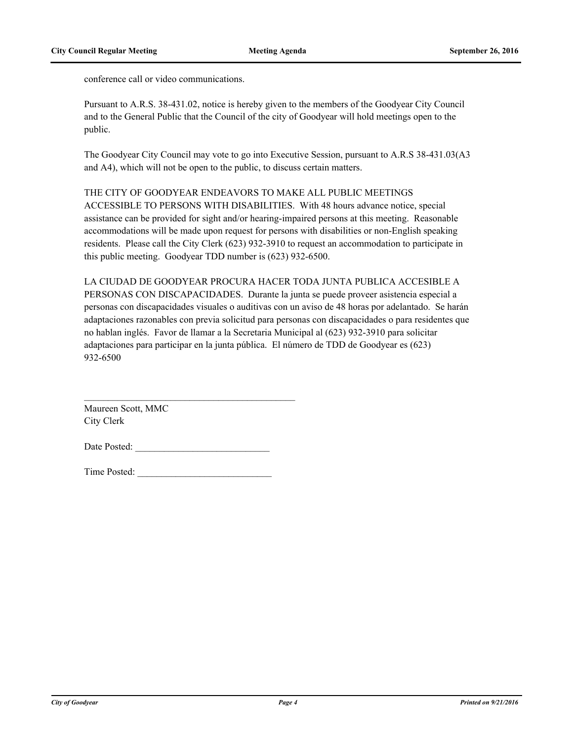conference call or video communications.

Pursuant to A.R.S. 38-431.02, notice is hereby given to the members of the Goodyear City Council and to the General Public that the Council of the city of Goodyear will hold meetings open to the public.

The Goodyear City Council may vote to go into Executive Session, pursuant to A.R.S 38-431.03(A3 and A4), which will not be open to the public, to discuss certain matters.

THE CITY OF GOODYEAR ENDEAVORS TO MAKE ALL PUBLIC MEETINGS ACCESSIBLE TO PERSONS WITH DISABILITIES. With 48 hours advance notice, special assistance can be provided for sight and/or hearing-impaired persons at this meeting. Reasonable accommodations will be made upon request for persons with disabilities or non-English speaking residents. Please call the City Clerk (623) 932-3910 to request an accommodation to participate in this public meeting. Goodyear TDD number is (623) 932-6500.

LA CIUDAD DE GOODYEAR PROCURA HACER TODA JUNTA PUBLICA ACCESIBLE A PERSONAS CON DISCAPACIDADES. Durante la junta se puede proveer asistencia especial a personas con discapacidades visuales o auditivas con un aviso de 48 horas por adelantado. Se harán adaptaciones razonables con previa solicitud para personas con discapacidades o para residentes que no hablan inglés. Favor de llamar a la Secretaria Municipal al (623) 932-3910 para solicitar adaptaciones para participar en la junta pública. El número de TDD de Goodyear es (623) 932-6500

______________________________________________

Maureen Scott, MMC
City Clerk

Date Posted: ____________________________

Time Posted: ____________________________